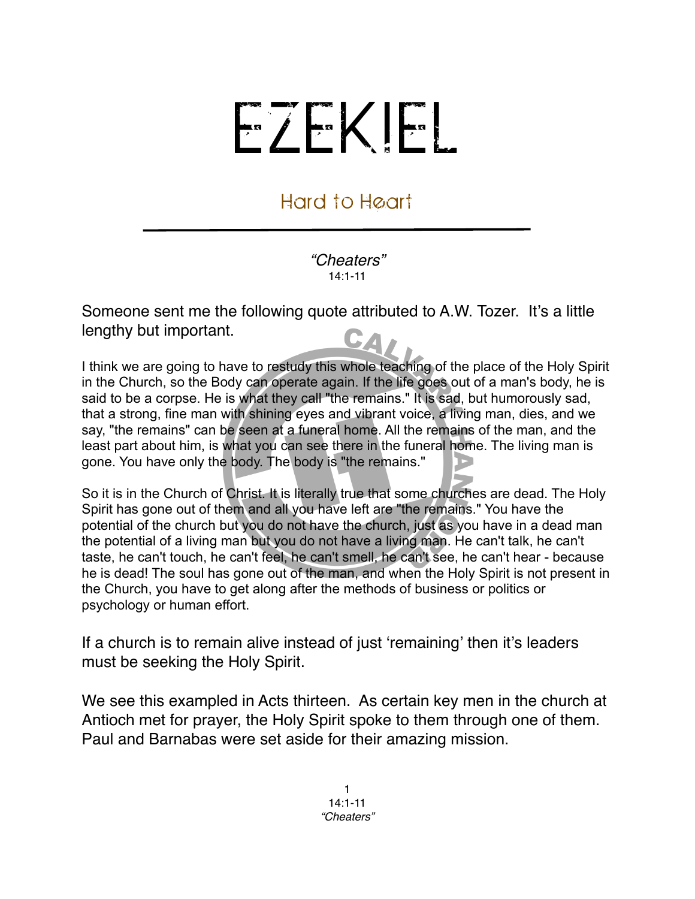# EZEKIEL

## Hard to Heart

*"Cheaters"*
14:1-11

Someone sent me the following quote attributed to A.W. Tozer. It's a little lengthy but important.

I think we are going to have to restudy this whole teaching of the place of the Holy Spirit in the Church, so the Body can operate again. If the life goes out of a man's body, he is said to be a corpse. He is what they call "the remains." It is sad, but humorously sad, that a strong, fine man with shining eyes and vibrant voice, a living man, dies, and we say, "the remains" can be seen at a funeral home. All the remains of the man, and the least part about him, is what you can see there in the funeral home. The living man is gone. You have only the body. The body is "the remains."

So it is in the Church of Christ. It is literally true that some churches are dead. The Holy Spirit has gone out of them and all you have left are "the remains." You have the potential of the church but you do not have the church, just as you have in a dead man the potential of a living man but you do not have a living man. He can't talk, he can't taste, he can't touch, he can't feel, he can't smell, he can't see, he can't hear - because he is dead! The soul has gone out of the man, and when the Holy Spirit is not present in the Church, you have to get along after the methods of business or politics or psychology or human effort.

If a church is to remain alive instead of just 'remaining' then it's leaders must be seeking the Holy Spirit.

We see this exampled in Acts thirteen. As certain key men in the church at Antioch met for prayer, the Holy Spirit spoke to them through one of them. Paul and Barnabas were set aside for their amazing mission.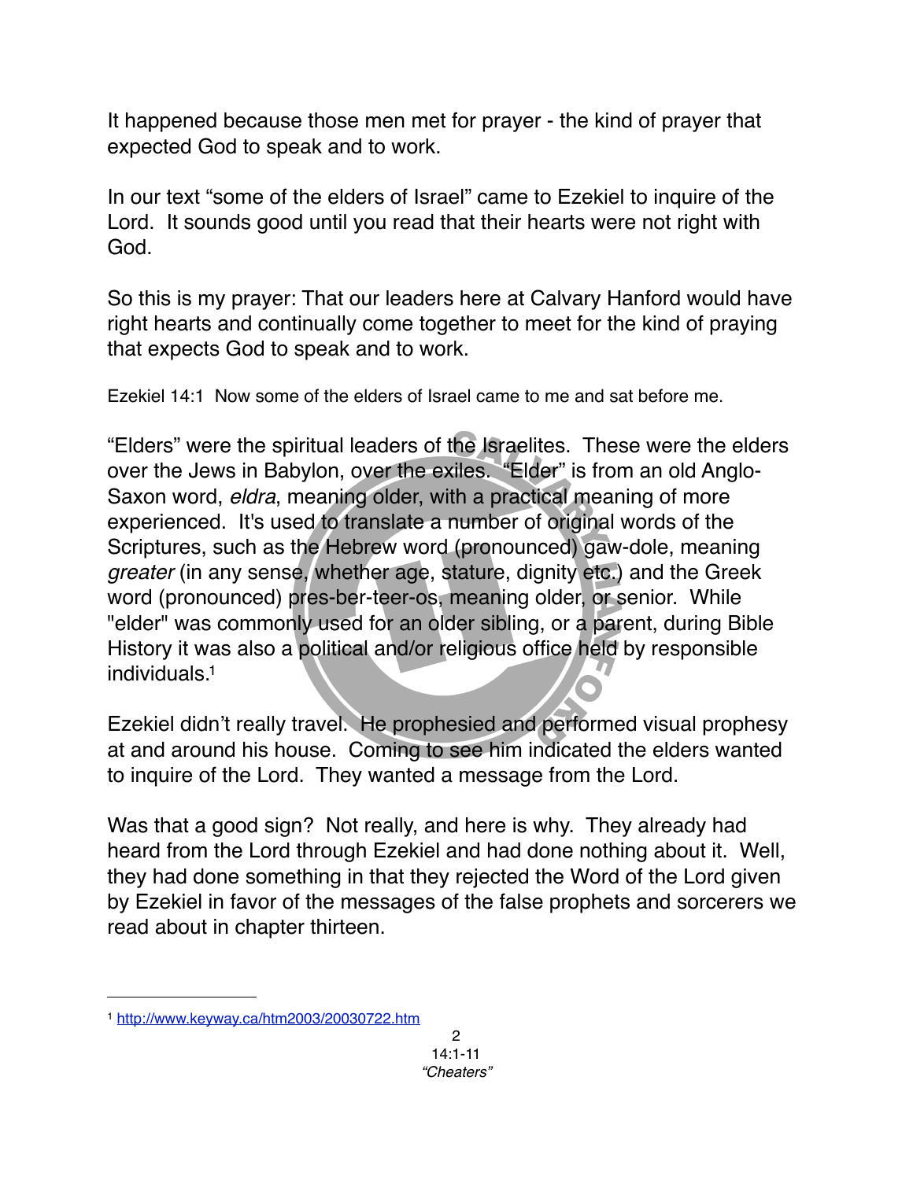It happened because those men met for prayer - the kind of prayer that expected God to speak and to work.

In our text "some of the elders of Israel" came to Ezekiel to inquire of the Lord. It sounds good until you read that their hearts were not right with God.

So this is my prayer: That our leaders here at Calvary Hanford would have right hearts and continually come together to meet for the kind of praying that expects God to speak and to work.

Ezekiel 14:1 Now some of the elders of Israel came to me and sat before me.

"Elders" were the spiritual leaders of the Israelites. These were the elders over the Jews in Babylon, over the exiles. "Elder" is from an old Anglo-Saxon word, *eldra*, meaning older, with a practical meaning of more experienced. It's used to translate a number of original words of the Scriptures, such as the Hebrew word (pronounced) gaw-dole, meaning *greater* (in any sense, whether age, stature, dignity etc.) and the Greek word (pronounced) pres-ber-teer-os, meaning older, or senior. While "elder" was commonly used for an older sibling, or a parent, during Bible History it was also a political and/or religious office held by responsible individuals.[1]

Ezekiel didn't really travel. He prophesied and performed visual prophesy at and around his house. Coming to see him indicated the elders wanted to inquire of the Lord. They wanted a message from the Lord.

Was that a good sign? Not really, and here is why. They already had heard from the Lord through Ezekiel and had done nothing about it. Well, they had done something in that they rejected the Word of the Lord given by Ezekiel in favor of the messages of the false prophets and sorcerers we read about in chapter thirteen.

---

[1] http://www.keyway.ca/htm2003/20030722.htm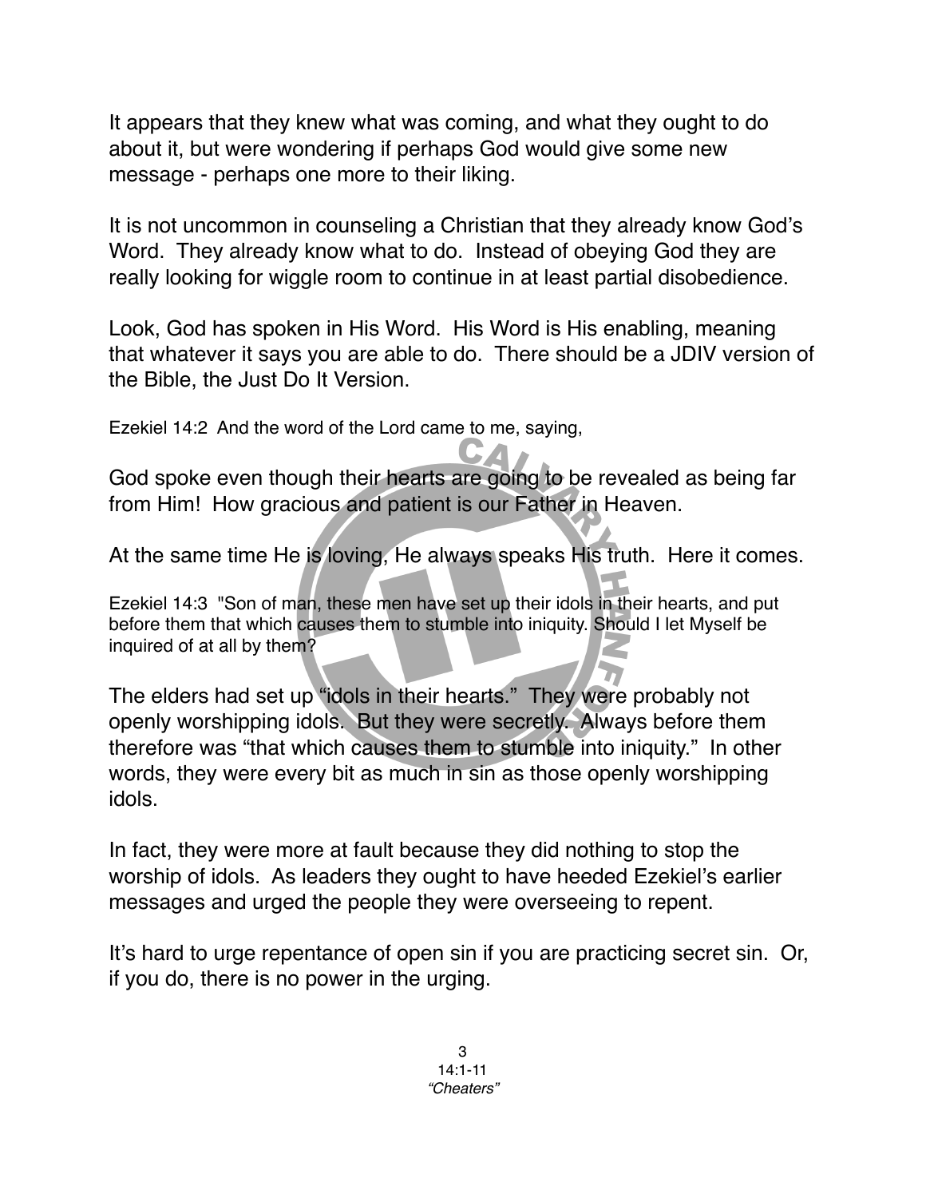It appears that they knew what was coming, and what they ought to do about it, but were wondering if perhaps God would give some new message - perhaps one more to their liking.

It is not uncommon in counseling a Christian that they already know God's Word. They already know what to do. Instead of obeying God they are really looking for wiggle room to continue in at least partial disobedience.

Look, God has spoken in His Word. His Word is His enabling, meaning that whatever it says you are able to do. There should be a JDIV version of the Bible, the Just Do It Version.

Ezekiel 14:2 And the word of the Lord came to me, saying,

God spoke even though their hearts are going to be revealed as being far from Him! How gracious and patient is our Father in Heaven.

At the same time He is loving, He always speaks His truth. Here it comes.

Ezekiel 14:3 "Son of man, these men have set up their idols in their hearts, and put before them that which causes them to stumble into iniquity. Should I let Myself be inquired of at all by them?

The elders had set up "idols in their hearts." They were probably not openly worshipping idols. But they were secretly. Always before them therefore was "that which causes them to stumble into iniquity." In other words, they were every bit as much in sin as those openly worshipping idols.

In fact, they were more at fault because they did nothing to stop the worship of idols. As leaders they ought to have heeded Ezekiel's earlier messages and urged the people they were overseeing to repent.

It's hard to urge repentance of open sin if you are practicing secret sin. Or, if you do, there is no power in the urging.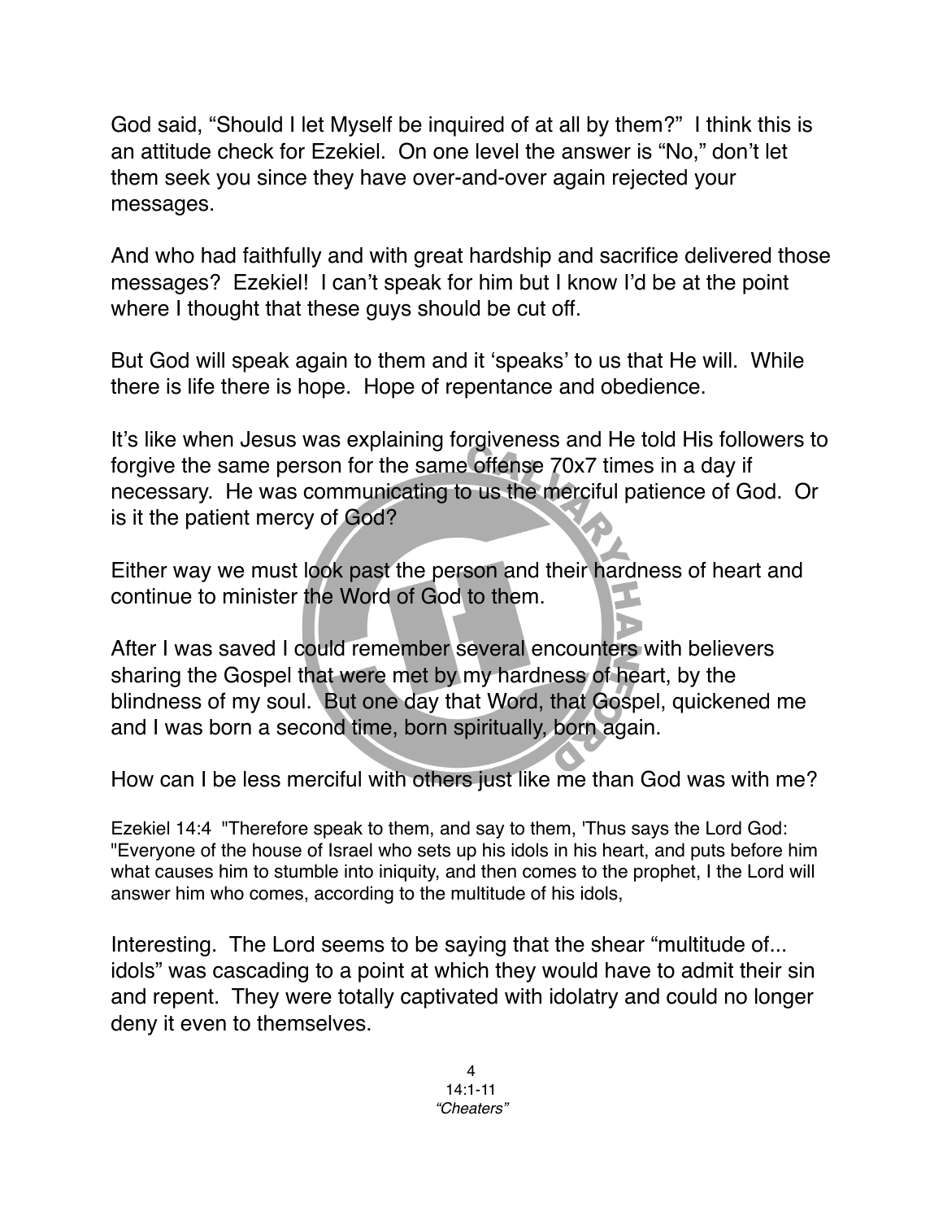God said, "Should I let Myself be inquired of at all by them?" I think this is an attitude check for Ezekiel. On one level the answer is "No," don't let them seek you since they have over-and-over again rejected your messages.

And who had faithfully and with great hardship and sacrifice delivered those messages? Ezekiel! I can't speak for him but I know I'd be at the point where I thought that these guys should be cut off.

But God will speak again to them and it 'speaks' to us that He will. While there is life there is hope. Hope of repentance and obedience.

It's like when Jesus was explaining forgiveness and He told His followers to forgive the same person for the same offense 70x7 times in a day if necessary. He was communicating to us the merciful patience of God. Or is it the patient mercy of God?

Either way we must look past the person and their hardness of heart and continue to minister the Word of God to them.

After I was saved I could remember several encounters with believers sharing the Gospel that were met by my hardness of heart, by the blindness of my soul. But one day that Word, that Gospel, quickened me and I was born a second time, born spiritually, born again.

How can I be less merciful with others just like me than God was with me?

Ezekiel 14:4 "Therefore speak to them, and say to them, 'Thus says the Lord God: "Everyone of the house of Israel who sets up his idols in his heart, and puts before him what causes him to stumble into iniquity, and then comes to the prophet, I the Lord will answer him who comes, according to the multitude of his idols,

Interesting. The Lord seems to be saying that the shear "multitude of... idols" was cascading to a point at which they would have to admit their sin and repent. They were totally captivated with idolatry and could no longer deny it even to themselves.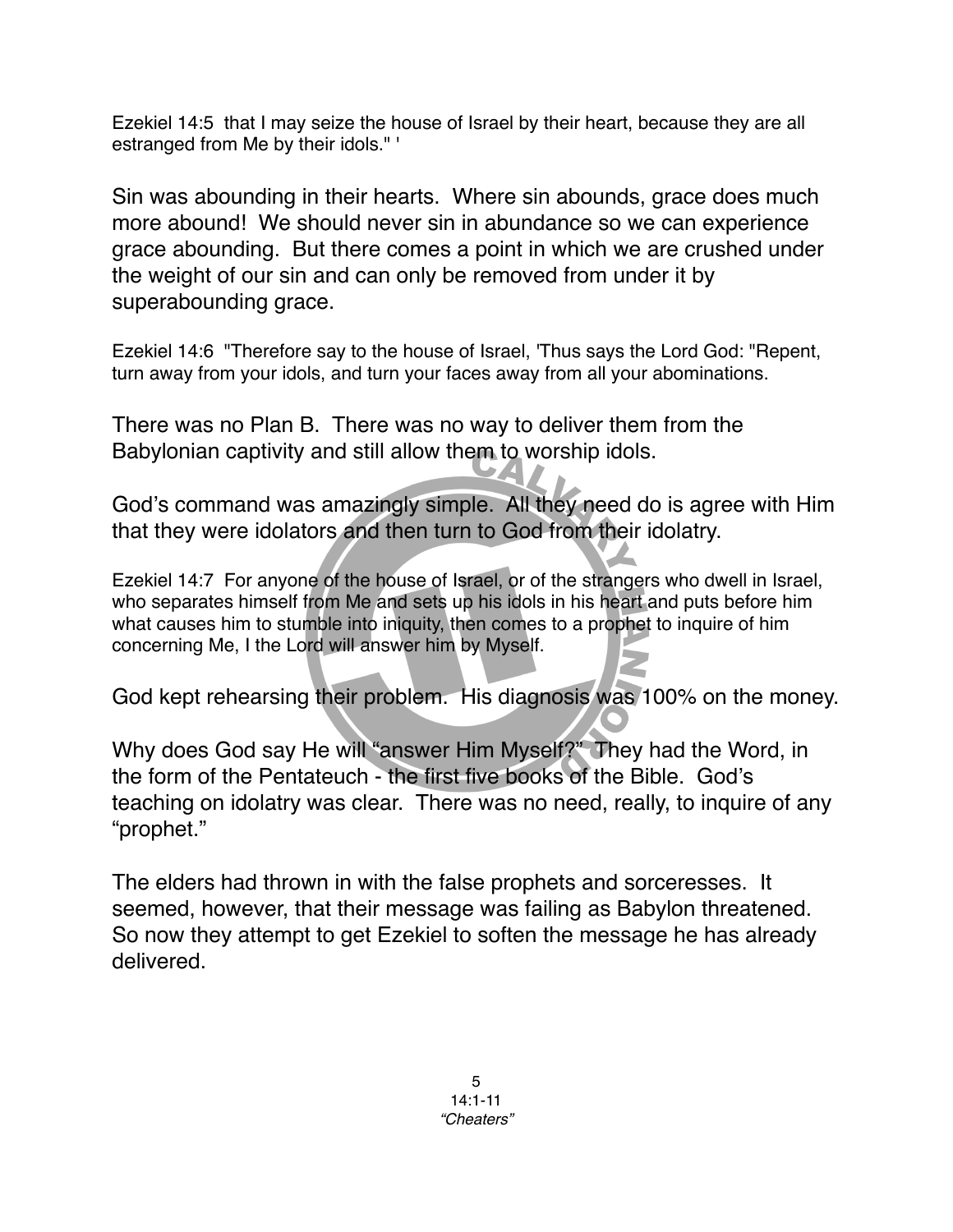Ezekiel 14:5 that I may seize the house of Israel by their heart, because they are all estranged from Me by their idols." '

Sin was abounding in their hearts. Where sin abounds, grace does much more abound! We should never sin in abundance so we can experience grace abounding. But there comes a point in which we are crushed under the weight of our sin and can only be removed from under it by superabounding grace.

Ezekiel 14:6 "Therefore say to the house of Israel, 'Thus says the Lord God: "Repent, turn away from your idols, and turn your faces away from all your abominations.

There was no Plan B. There was no way to deliver them from the Babylonian captivity and still allow them to worship idols.

God's command was amazingly simple. All they need do is agree with Him that they were idolators and then turn to God from their idolatry.

Ezekiel 14:7 For anyone of the house of Israel, or of the strangers who dwell in Israel, who separates himself from Me and sets up his idols in his heart and puts before him what causes him to stumble into iniquity, then comes to a prophet to inquire of him concerning Me, I the Lord will answer him by Myself.

God kept rehearsing their problem. His diagnosis was 100% on the money.

Why does God say He will "answer Him Myself?" They had the Word, in the form of the Pentateuch - the first five books of the Bible. God's teaching on idolatry was clear. There was no need, really, to inquire of any "prophet."

The elders had thrown in with the false prophets and sorceresses. It seemed, however, that their message was failing as Babylon threatened. So now they attempt to get Ezekiel to soften the message he has already delivered.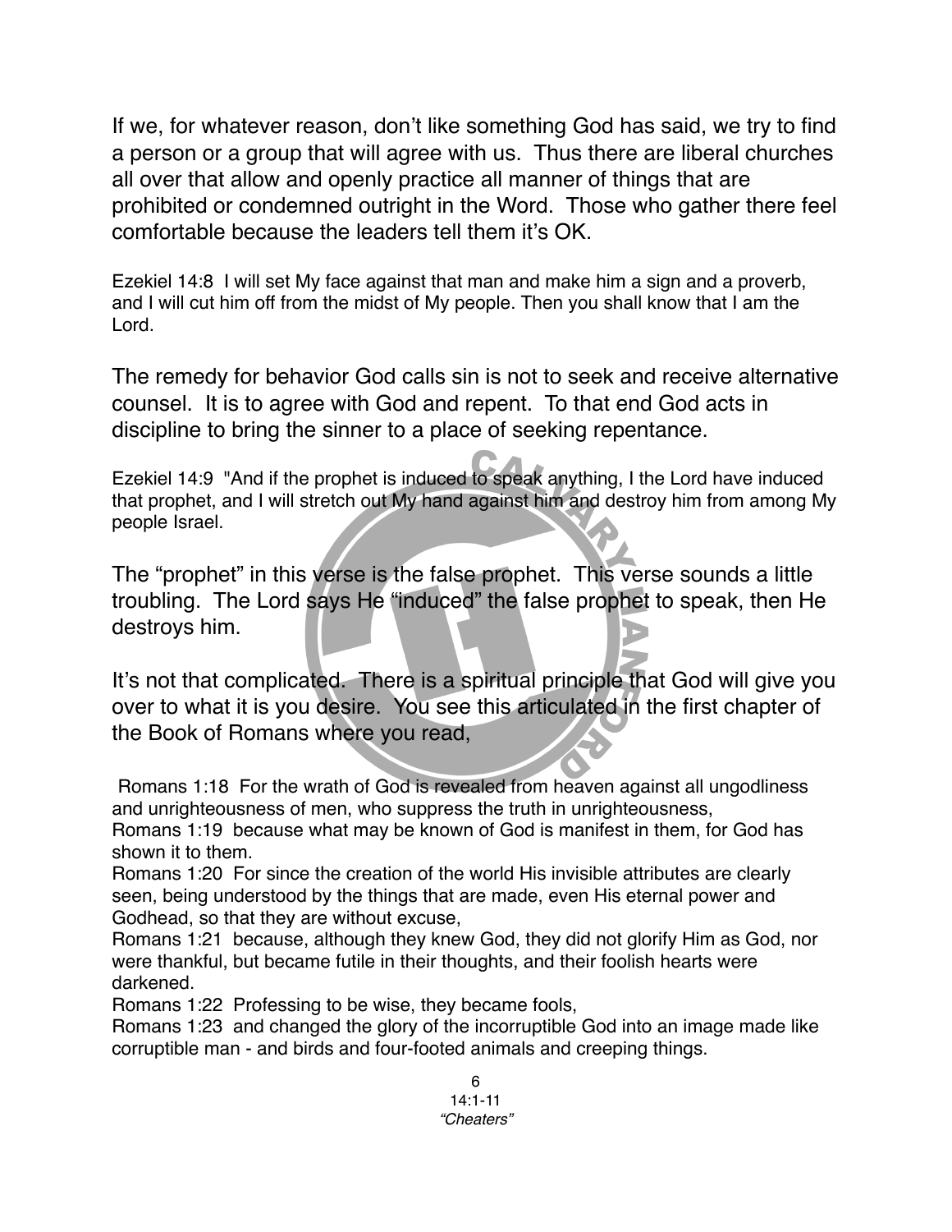If we, for whatever reason, don't like something God has said, we try to find a person or a group that will agree with us. Thus there are liberal churches all over that allow and openly practice all manner of things that are prohibited or condemned outright in the Word. Those who gather there feel comfortable because the leaders tell them it's OK.

Ezekiel 14:8 I will set My face against that man and make him a sign and a proverb, and I will cut him off from the midst of My people. Then you shall know that I am the Lord.

The remedy for behavior God calls sin is not to seek and receive alternative counsel. It is to agree with God and repent. To that end God acts in discipline to bring the sinner to a place of seeking repentance.

Ezekiel 14:9 "And if the prophet is induced to speak anything, I the Lord have induced that prophet, and I will stretch out My hand against him and destroy him from among My people Israel.

The "prophet" in this verse is the false prophet. This verse sounds a little troubling. The Lord says He "induced" the false prophet to speak, then He destroys him.

It's not that complicated. There is a spiritual principle that God will give you over to what it is you desire. You see this articulated in the first chapter of the Book of Romans where you read,

Romans 1:18 For the wrath of God is revealed from heaven against all ungodliness and unrighteousness of men, who suppress the truth in unrighteousness,
Romans 1:19 because what may be known of God is manifest in them, for God has shown it to them.
Romans 1:20 For since the creation of the world His invisible attributes are clearly seen, being understood by the things that are made, even His eternal power and Godhead, so that they are without excuse,
Romans 1:21 because, although they knew God, they did not glorify Him as God, nor were thankful, but became futile in their thoughts, and their foolish hearts were darkened.
Romans 1:22 Professing to be wise, they became fools,
Romans 1:23 and changed the glory of the incorruptible God into an image made like corruptible man - and birds and four-footed animals and creeping things.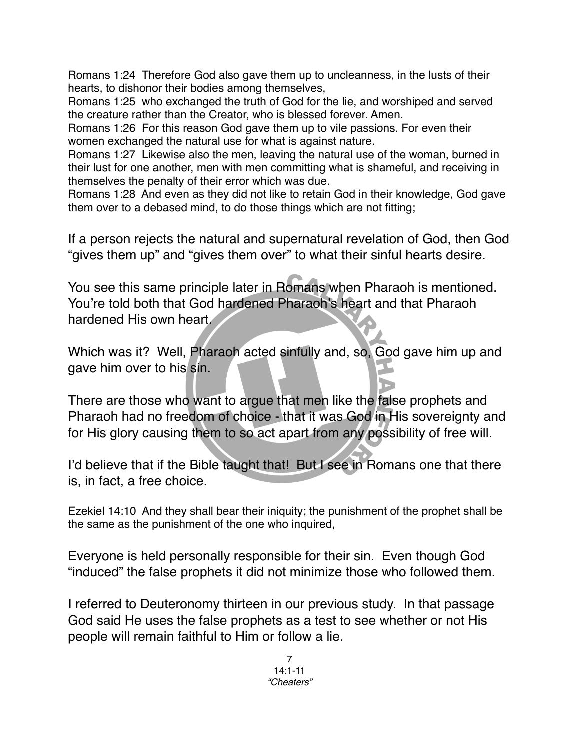Romans 1:24 Therefore God also gave them up to uncleanness, in the lusts of their hearts, to dishonor their bodies among themselves,
Romans 1:25 who exchanged the truth of God for the lie, and worshiped and served the creature rather than the Creator, who is blessed forever. Amen.
Romans 1:26 For this reason God gave them up to vile passions. For even their women exchanged the natural use for what is against nature.
Romans 1:27 Likewise also the men, leaving the natural use of the woman, burned in their lust for one another, men with men committing what is shameful, and receiving in themselves the penalty of their error which was due.
Romans 1:28 And even as they did not like to retain God in their knowledge, God gave them over to a debased mind, to do those things which are not fitting;

If a person rejects the natural and supernatural revelation of God, then God "gives them up" and "gives them over" to what their sinful hearts desire.

You see this same principle later in Romans when Pharaoh is mentioned. You're told both that God hardened Pharaoh's heart and that Pharaoh hardened His own heart.

Which was it? Well, Pharaoh acted sinfully and, so, God gave him up and gave him over to his sin.

There are those who want to argue that men like the false prophets and Pharaoh had no freedom of choice - that it was God in His sovereignty and for His glory causing them to so act apart from any possibility of free will.

I'd believe that if the Bible taught that! But I see in Romans one that there is, in fact, a free choice.

Ezekiel 14:10 And they shall bear their iniquity; the punishment of the prophet shall be the same as the punishment of the one who inquired,

Everyone is held personally responsible for their sin. Even though God "induced" the false prophets it did not minimize those who followed them.

I referred to Deuteronomy thirteen in our previous study. In that passage God said He uses the false prophets as a test to see whether or not His people will remain faithful to Him or follow a lie.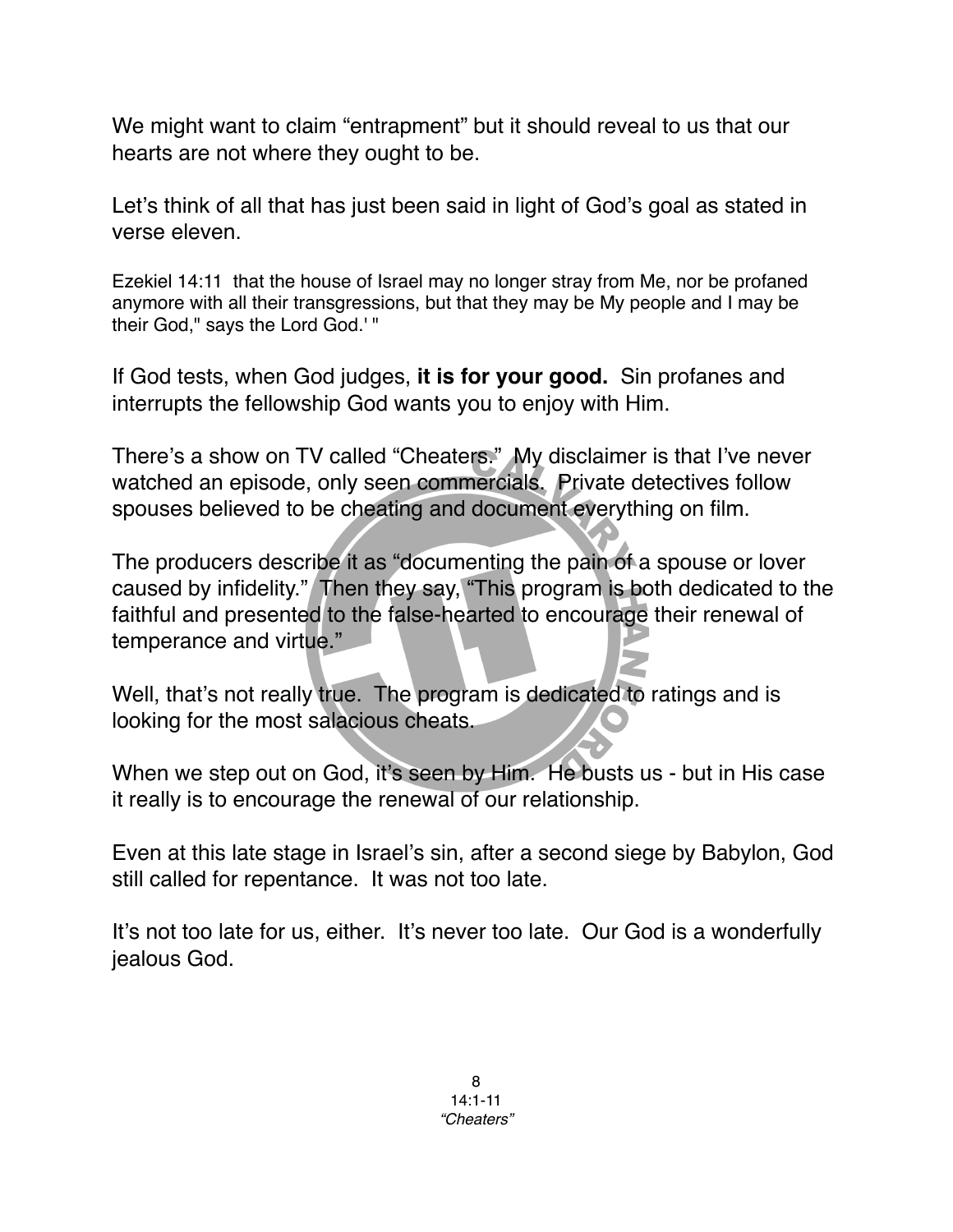We might want to claim “entrapment” but it should reveal to us that our hearts are not where they ought to be.

Let’s think of all that has just been said in light of God’s goal as stated in verse eleven.

Ezekiel 14:11 that the house of Israel may no longer stray from Me, nor be profaned anymore with all their transgressions, but that they may be My people and I may be their God," says the Lord God.' "

If God tests, when God judges, **it is for your good.** Sin profanes and interrupts the fellowship God wants you to enjoy with Him.

There’s a show on TV called “Cheaters.” My disclaimer is that I’ve never watched an episode, only seen commercials. Private detectives follow spouses believed to be cheating and document everything on film.

The producers describe it as “documenting the pain of a spouse or lover caused by infidelity.” Then they say, “This program is both dedicated to the faithful and presented to the false-hearted to encourage their renewal of temperance and virtue.”

Well, that’s not really true. The program is dedicated to ratings and is looking for the most salacious cheats.

When we step out on God, it’s seen by Him. He busts us - but in His case it really is to encourage the renewal of our relationship.

Even at this late stage in Israel’s sin, after a second siege by Babylon, God still called for repentance. It was not too late.

It’s not too late for us, either. It’s never too late. Our God is a wonderfully jealous God.